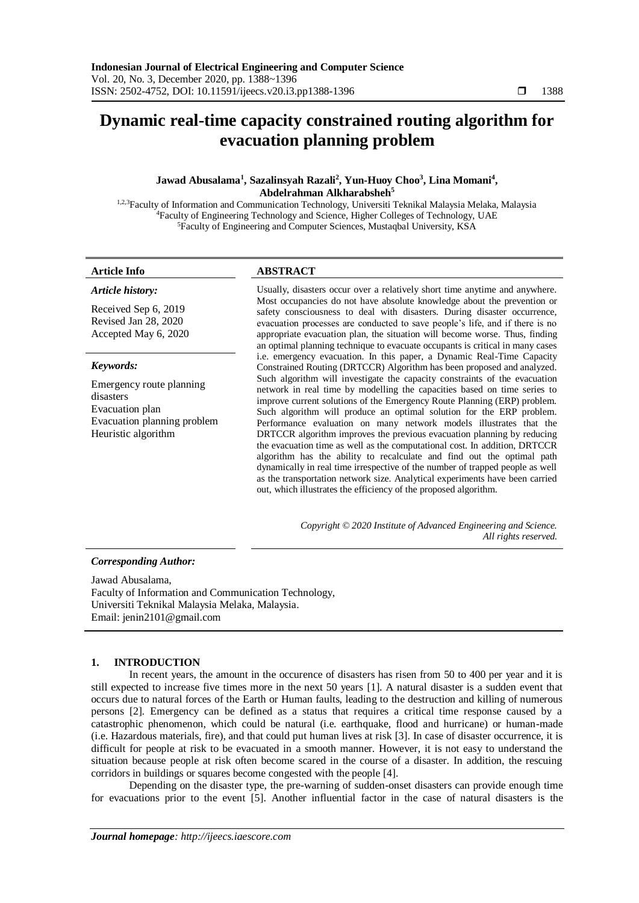# Dynamic real-time capacity constrained routing algorithm for evacuation planning problem

**Jawad Abusalama[1], Sazalinsyah Razali[2], Yun-Huoy Choo[3], Lina Momani[4], Abdelrahman Alkharabsheh[5]**

[1,2,3]Faculty of Information and Communication Technology, Universiti Teknikal Malaysia Melaka, Malaysia
[4]Faculty of Engineering Technology and Science, Higher Colleges of Technology, UAE
[5]Faculty of Engineering and Computer Sciences, Mustaqbal University, KSA

---

**Article Info**

*Article history:*

Received Sep 6, 2019
Revised Jan 28, 2020
Accepted May 6, 2020

*Keywords:*

Emergency route planning disasters
Evacuation plan
Evacuation planning problem
Heuristic algorithm

**ABSTRACT**

Usually, disasters occur over a relatively short time anytime and anywhere. Most occupancies do not have absolute knowledge about the prevention or safety consciousness to deal with disasters. During disaster occurrence, evacuation processes are conducted to save people's life, and if there is no appropriate evacuation plan, the situation will become worse. Thus, finding an optimal planning technique to evacuate occupants is critical in many cases i.e. emergency evacuation. In this paper, a Dynamic Real-Time Capacity Constrained Routing (DRTCCR) Algorithm has been proposed and analyzed. Such algorithm will investigate the capacity constraints of the evacuation network in real time by modelling the capacities based on time series to improve current solutions of the Emergency Route Planning (ERP) problem. Such algorithm will produce an optimal solution for the ERP problem. Performance evaluation on many network models illustrates that the DRTCCR algorithm improves the previous evacuation planning by reducing the evacuation time as well as the computational cost. In addition, DRTCCR algorithm has the ability to recalculate and find out the optimal path dynamically in real time irrespective of the number of trapped people as well as the transportation network size. Analytical experiments have been carried out, which illustrates the efficiency of the proposed algorithm.

*Copyright © 2020 Institute of Advanced Engineering and Science. All rights reserved.*

---

*Corresponding Author:*

Jawad Abusalama,
Faculty of Information and Communication Technology,
Universiti Teknikal Malaysia Melaka, Malaysia.
Email: jenin2101@gmail.com

## 1. INTRODUCTION

In recent years, the amount in the occurence of disasters has risen from 50 to 400 per year and it is still expected to increase five times more in the next 50 years [1]. A natural disaster is a sudden event that occurs due to natural forces of the Earth or Human faults, leading to the destruction and killing of numerous persons [2]. Emergency can be defined as a status that requires a critical time response caused by a catastrophic phenomenon, which could be natural (i.e. earthquake, flood and hurricane) or human-made (i.e. Hazardous materials, fire), and that could put human lives at risk [3]. In case of disaster occurrence, it is difficult for people at risk to be evacuated in a smooth manner. However, it is not easy to understand the situation because people at risk often become scared in the course of a disaster. In addition, the rescuing corridors in buildings or squares become congested with the people [4].

Depending on the disaster type, the pre-warning of sudden-onset disasters can provide enough time for evacuations prior to the event [5]. Another influential factor in the case of natural disasters is the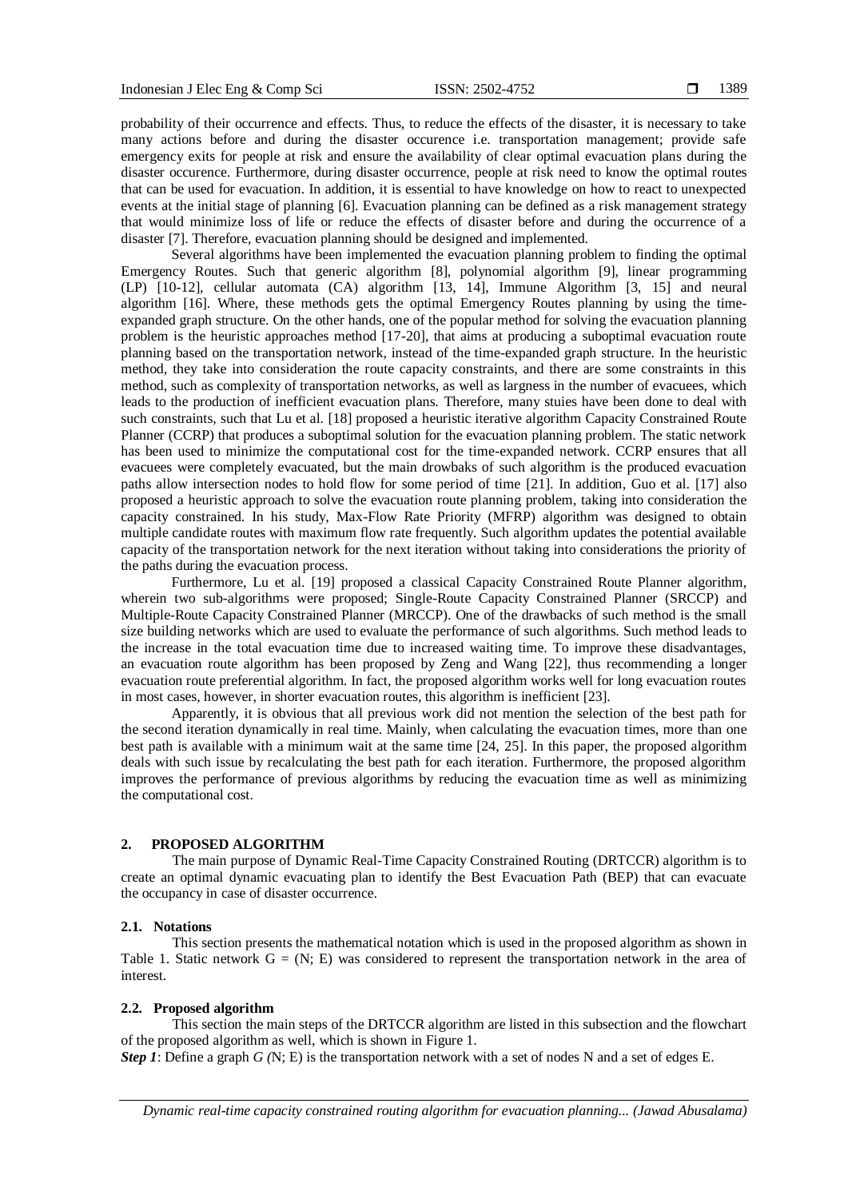probability of their occurrence and effects. Thus, to reduce the effects of the disaster, it is necessary to take many actions before and during the disaster occurence i.e. transportation management; provide safe emergency exits for people at risk and ensure the availability of clear optimal evacuation plans during the disaster occurence. Furthermore, during disaster occurrence, people at risk need to know the optimal routes that can be used for evacuation. In addition, it is essential to have knowledge on how to react to unexpected events at the initial stage of planning [6]. Evacuation planning can be defined as a risk management strategy that would minimize loss of life or reduce the effects of disaster before and during the occurrence of a disaster [7]. Therefore, evacuation planning should be designed and implemented.

Several algorithms have been implemented the evacuation planning problem to finding the optimal Emergency Routes. Such that generic algorithm [8], polynomial algorithm [9], linear programming (LP) [10-12], cellular automata (CA) algorithm [13, 14], Immune Algorithm [3, 15] and neural algorithm [16]. Where, these methods gets the optimal Emergency Routes planning by using the time-expanded graph structure. On the other hands, one of the popular method for solving the evacuation planning problem is the heuristic approaches method [17-20], that aims at producing a suboptimal evacuation route planning based on the transportation network, instead of the time-expanded graph structure. In the heuristic method, they take into consideration the route capacity constraints, and there are some constraints in this method, such as complexity of transportation networks, as well as largness in the number of evacuees, which leads to the production of inefficient evacuation plans. Therefore, many stuies have been done to deal with such constraints, such that Lu et al. [18] proposed a heuristic iterative algorithm Capacity Constrained Route Planner (CCRP) that produces a suboptimal solution for the evacuation planning problem. The static network has been used to minimize the computational cost for the time-expanded network. CCRP ensures that all evacuees were completely evacuated, but the main drowbaks of such algorithm is the produced evacuation paths allow intersection nodes to hold flow for some period of time [21]. In addition, Guo et al. [17] also proposed a heuristic approach to solve the evacuation route planning problem, taking into consideration the capacity constrained. In his study, Max-Flow Rate Priority (MFRP) algorithm was designed to obtain multiple candidate routes with maximum flow rate frequently. Such algorithm updates the potential available capacity of the transportation network for the next iteration without taking into considerations the priority of the paths during the evacuation process.

Furthermore, Lu et al. [19] proposed a classical Capacity Constrained Route Planner algorithm, wherein two sub-algorithms were proposed; Single-Route Capacity Constrained Planner (SRCCP) and Multiple-Route Capacity Constrained Planner (MRCCP). One of the drawbacks of such method is the small size building networks which are used to evaluate the performance of such algorithms. Such method leads to the increase in the total evacuation time due to increased waiting time. To improve these disadvantages, an evacuation route algorithm has been proposed by Zeng and Wang [22], thus recommending a longer evacuation route preferential algorithm. In fact, the proposed algorithm works well for long evacuation routes in most cases, however, in shorter evacuation routes, this algorithm is inefficient [23].

Apparently, it is obvious that all previous work did not mention the selection of the best path for the second iteration dynamically in real time. Mainly, when calculating the evacuation times, more than one best path is available with a minimum wait at the same time [24, 25]. In this paper, the proposed algorithm deals with such issue by recalculating the best path for each iteration. Furthermore, the proposed algorithm improves the performance of previous algorithms by reducing the evacuation time as well as minimizing the computational cost.

## 2. PROPOSED ALGORITHM

The main purpose of Dynamic Real-Time Capacity Constrained Routing (DRTCCR) algorithm is to create an optimal dynamic evacuating plan to identify the Best Evacuation Path (BEP) that can evacuate the occupancy in case of disaster occurrence.

### 2.1. Notations

This section presents the mathematical notation which is used in the proposed algorithm as shown in Table 1. Static network $G = (N; E)$ was considered to represent the transportation network in the area of interest.

### 2.2. Proposed algorithm

This section the main steps of the DRTCCR algorithm are listed in this subsection and the flowchart of the proposed algorithm as well, which is shown in Figure 1.

***Step 1***: Define a graph $G$ (N; E) is the transportation network with a set of nodes N and a set of edges E.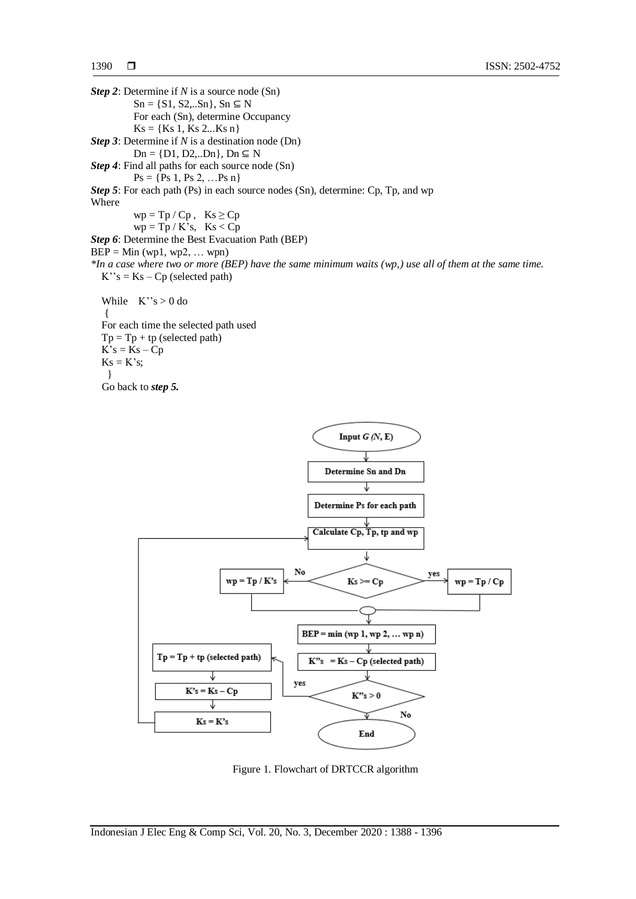***Step 2***: Determine if $N$ is a source node (Sn)

$Sn = \{S1, S2,..Sn\}$, $Sn \subseteq N$

For each (Sn), determine Occupancy

$Ks = \{Ks\ 1, Ks\ 2...Ks\ n\}$

***Step 3***: Determine if $N$ is a destination node (Dn)

$Dn = \{D1, D2,..Dn\}$, $Dn \subseteq N$

***Step 4***: Find all paths for each source node (Sn)

$Ps = \{Ps\ 1, Ps\ 2, \ldots Ps\ n\}$

***Step 5***: For each path (Ps) in each source nodes (Sn), determine: Cp, Tp, and wp

Where

$wp = Tp / Cp$, $Ks \geq Cp$

$wp = Tp / K's$, $Ks < Cp$

***Step 6***: Determine the Best Evacuation Path (BEP)

$BEP = Min\ (wp1, wp2, \ldots wpn)$

*\*In a case where two or more (BEP) have the same minimum waits (wp,) use all of them at the same time.*

$K''s = Ks - Cp$ (selected path)

```
While   K''s > 0 do
 {
For each time the selected path used
Tp = Tp + tp (selected path)
K's = Ks – Cp
Ks = K's;
 }
```

Go back to ***step 5.***

Figure 1. Flowchart of DRTCCR algorithm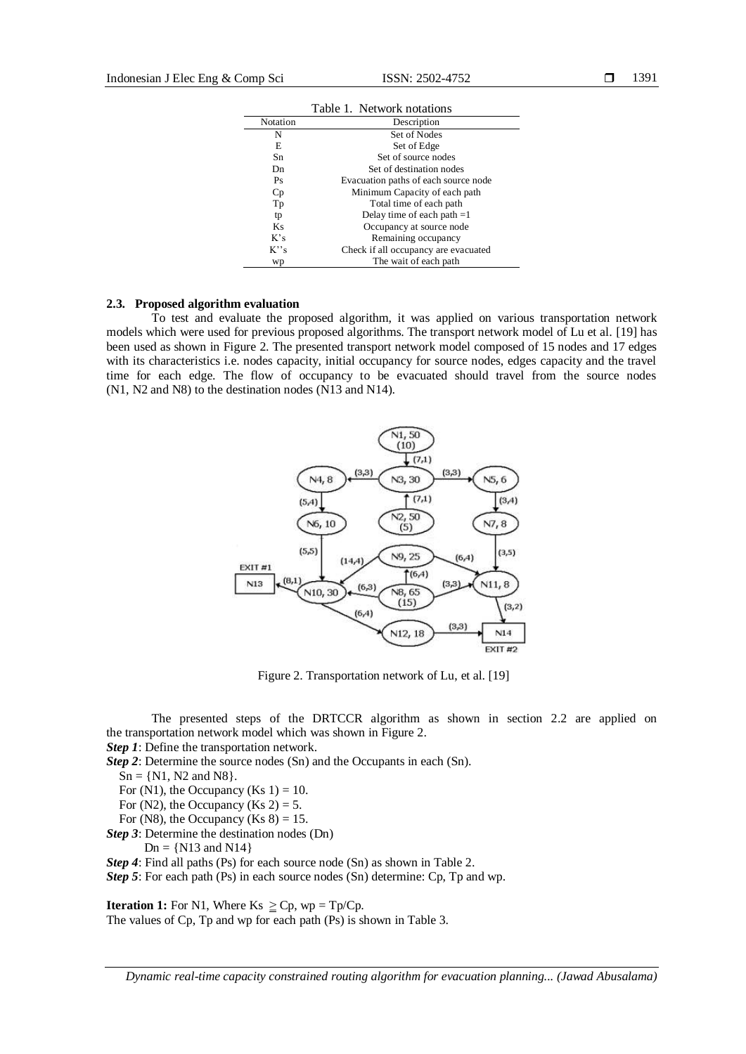Table 1. Network notations

| Notation | Description |
|---|---|
| N | Set of Nodes |
| E | Set of Edge |
| Sn | Set of source nodes |
| Dn | Set of destination nodes |
| Ps | Evacuation paths of each source node |
| Cp | Minimum Capacity of each path |
| Tp | Total time of each path |
| tp | Delay time of each path =1 |
| Ks | Occupancy at source node |
| K's | Remaining occupancy |
| K''s | Check if all occupancy are evacuated |
| wp | The wait of each path |

### 2.3. Proposed algorithm evaluation

To test and evaluate the proposed algorithm, it was applied on various transportation network models which were used for previous proposed algorithms. The transport network model of Lu et al. [19] has been used as shown in Figure 2. The presented transport network model composed of 15 nodes and 17 edges with its characteristics i.e. nodes capacity, initial occupancy for source nodes, edges capacity and the travel time for each edge. The flow of occupancy to be evacuated should travel from the source nodes (N1, N2 and N8) to the destination nodes (N13 and N14).

Figure 2. Transportation network of Lu, et al. [19]

The presented steps of the DRTCCR algorithm as shown in section 2.2 are applied on the transportation network model which was shown in Figure 2.

***Step 1***: Define the transportation network.

***Step 2***: Determine the source nodes (Sn) and the Occupants in each (Sn).

Sn = {N1, N2 and N8}.

For (N1), the Occupancy (Ks 1) = 10.

For (N2), the Occupancy (Ks 2) = 5.

For (N8), the Occupancy (Ks 8) = 15.

***Step 3***: Determine the destination nodes (Dn)

Dn = {N13 and N14}

***Step 4***: Find all paths (Ps) for each source node (Sn) as shown in Table 2.

***Step 5***: For each path (Ps) in each source nodes (Sn) determine: Cp, Tp and wp.

**Iteration 1:** For N1, Where Ks $\geq$ Cp, wp = Tp/Cp.

The values of Cp, Tp and wp for each path (Ps) is shown in Table 3.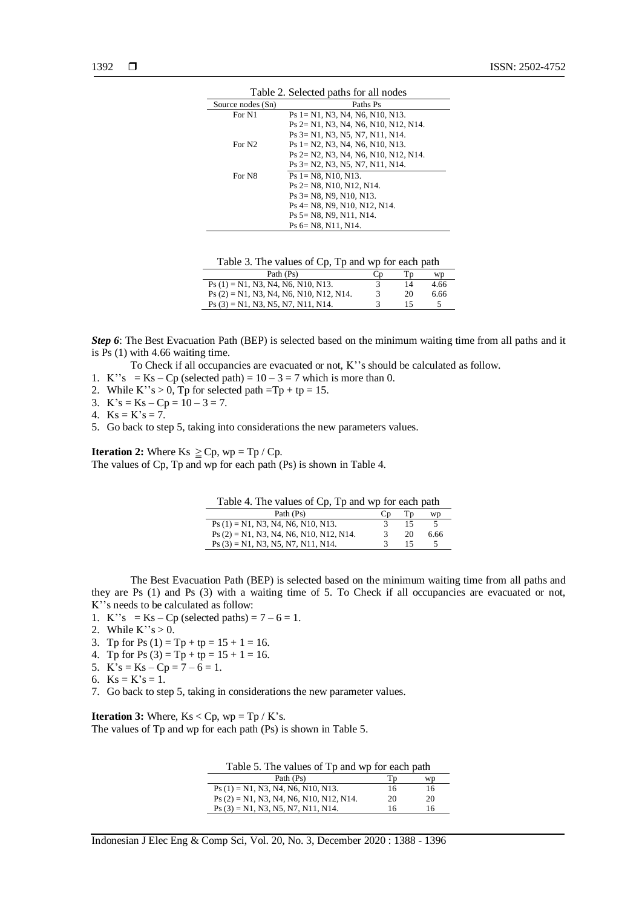Table 2. Selected paths for all nodes

| Source nodes (Sn) | Paths Ps |
|---|---|
| For N1 | Ps 1= N1, N3, N4, N6, N10, N13. |
| | Ps 2= N1, N3, N4, N6, N10, N12, N14. |
| | Ps 3= N1, N3, N5, N7, N11, N14. |
| For N2 | Ps 1= N2, N3, N4, N6, N10, N13. |
| | Ps 2= N2, N3, N4, N6, N10, N12, N14. |
| | Ps 3= N2, N3, N5, N7, N11, N14. |
| For N8 | Ps 1= N8, N10, N13. |
| | Ps 2= N8, N10, N12, N14. |
| | Ps 3= N8, N9, N10, N13. |
| | Ps 4= N8, N9, N10, N12, N14. |
| | Ps 5= N8, N9, N11, N14. |
| | Ps 6= N8, N11, N14. |

Table 3. The values of Cp, Tp and wp for each path

| Path (Ps) | Cp | Tp | wp |
|---|---|---|---|
| Ps (1) = N1, N3, N4, N6, N10, N13. | 3 | 14 | 4.66 |
| Ps (2) = N1, N3, N4, N6, N10, N12, N14. | 3 | 20 | 6.66 |
| Ps (3) = N1, N3, N5, N7, N11, N14. | 3 | 15 | 5 |

***Step 6***: The Best Evacuation Path (BEP) is selected based on the minimum waiting time from all paths and it is Ps (1) with 4.66 waiting time.

To Check if all occupancies are evacuated or not, K''s should be calculated as follow.

1. $K''s = Ks - Cp$ (selected path) $= 10 - 3 = 7$ which is more than 0.
2. While $K''s > 0$, Tp for selected path $= Tp + tp = 15$.
3. $K's = Ks - Cp = 10 - 3 = 7$.
4. $Ks = K's = 7$.
5. Go back to step 5, taking into considerations the new parameters values.

**Iteration 2:** Where $Ks \geq Cp$, $wp = Tp / Cp$.
The values of Cp, Tp and wp for each path (Ps) is shown in Table 4.

Table 4. The values of Cp, Tp and wp for each path

| Path (Ps) | Cp | Tp | wp |
|---|---|---|---|
| Ps (1) = N1, N3, N4, N6, N10, N13. | 3 | 15 | 5 |
| Ps (2) = N1, N3, N4, N6, N10, N12, N14. | 3 | 20 | 6.66 |
| Ps (3) = N1, N3, N5, N7, N11, N14. | 3 | 15 | 5 |

The Best Evacuation Path (BEP) is selected based on the minimum waiting time from all paths and they are Ps (1) and Ps (3) with a waiting time of 5. To Check if all occupancies are evacuated or not, K''s needs to be calculated as follow:

1. $K''s = Ks - Cp$ (selected paths) $= 7 - 6 = 1$.
2. While $K''s > 0$.
3. Tp for Ps (1) $= Tp + tp = 15 + 1 = 16$.
4. Tp for Ps (3) $= Tp + tp = 15 + 1 = 16$.
5. $K's = Ks - Cp = 7 - 6 = 1$.
6. $Ks = K's = 1$.
7. Go back to step 5, taking in considerations the new parameter values.

**Iteration 3:** Where, $Ks < Cp$, $wp = Tp / K's$.
The values of Tp and wp for each path (Ps) is shown in Table 5.

Table 5. The values of Tp and wp for each path

| Path (Ps) | Tp | wp |
|---|---|---|
| Ps (1) = N1, N3, N4, N6, N10, N13. | 16 | 16 |
| Ps (2) = N1, N3, N4, N6, N10, N12, N14. | 20 | 20 |
| Ps (3) = N1, N3, N5, N7, N11, N14. | 16 | 16 |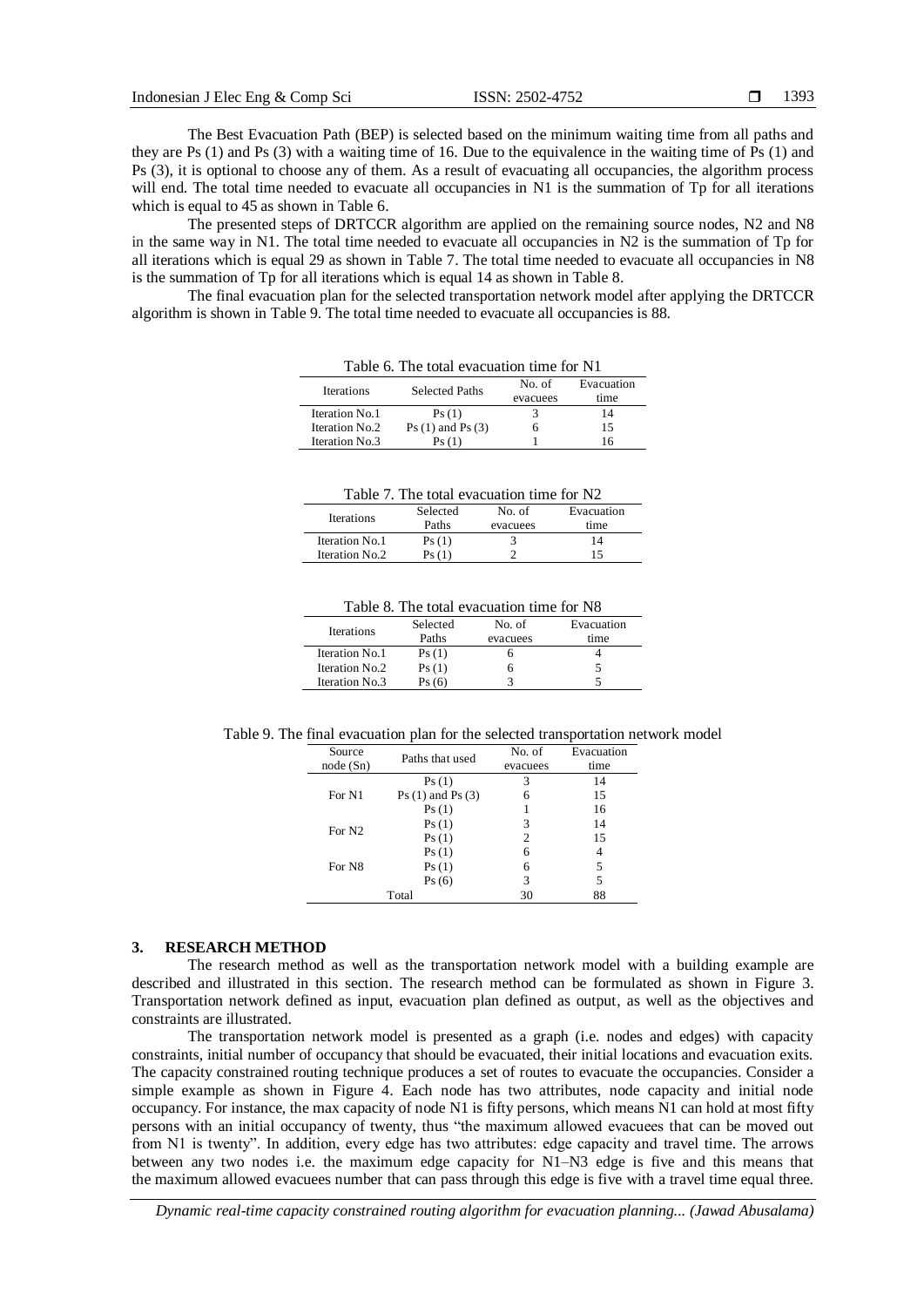The Best Evacuation Path (BEP) is selected based on the minimum waiting time from all paths and they are Ps (1) and Ps (3) with a waiting time of 16. Due to the equivalence in the waiting time of Ps (1) and Ps (3), it is optional to choose any of them. As a result of evacuating all occupancies, the algorithm process will end. The total time needed to evacuate all occupancies in N1 is the summation of Tp for all iterations which is equal to 45 as shown in Table 6.

The presented steps of DRTCCR algorithm are applied on the remaining source nodes, N2 and N8 in the same way in N1. The total time needed to evacuate all occupancies in N2 is the summation of Tp for all iterations which is equal 29 as shown in Table 7. The total time needed to evacuate all occupancies in N8 is the summation of Tp for all iterations which is equal 14 as shown in Table 8.

The final evacuation plan for the selected transportation network model after applying the DRTCCR algorithm is shown in Table 9. The total time needed to evacuate all occupancies is 88.

Table 6. The total evacuation time for N1

| Iterations | Selected Paths | No. of evacuees | Evacuation time |
|---|---|---|---|
| Iteration No.1 | Ps (1) | 3 | 14 |
| Iteration No.2 | Ps (1) and Ps (3) | 6 | 15 |
| Iteration No.3 | Ps (1) | 1 | 16 |

Table 7. The total evacuation time for N2

| Iterations | Selected Paths | No. of evacuees | Evacuation time |
|---|---|---|---|
| Iteration No.1 | Ps (1) | 3 | 14 |
| Iteration No.2 | Ps (1) | 2 | 15 |

Table 8. The total evacuation time for N8

| Iterations | Selected Paths | No. of evacuees | Evacuation time |
|---|---|---|---|
| Iteration No.1 | Ps (1) | 6 | 4 |
| Iteration No.2 | Ps (1) | 6 | 5 |
| Iteration No.3 | Ps (6) | 3 | 5 |

Table 9. The final evacuation plan for the selected transportation network model

| Source node (Sn) | Paths that used | No. of evacuees | Evacuation time |
|---|---|---|---|
| For N1 | Ps (1) | 3 | 14 |
| | Ps (1) and Ps (3) | 6 | 15 |
| | Ps (1) | 1 | 16 |
| For N2 | Ps (1) | 3 | 14 |
| | Ps (1) | 2 | 15 |
| For N8 | Ps (1) | 6 | 4 |
| | Ps (1) | 6 | 5 |
| | Ps (6) | 3 | 5 |
| Total | | 30 | 88 |

## 3. RESEARCH METHOD

The research method as well as the transportation network model with a building example are described and illustrated in this section. The research method can be formulated as shown in Figure 3. Transportation network defined as input, evacuation plan defined as output, as well as the objectives and constraints are illustrated.

The transportation network model is presented as a graph (i.e. nodes and edges) with capacity constraints, initial number of occupancy that should be evacuated, their initial locations and evacuation exits. The capacity constrained routing technique produces a set of routes to evacuate the occupancies. Consider a simple example as shown in Figure 4. Each node has two attributes, node capacity and initial node occupancy. For instance, the max capacity of node N1 is fifty persons, which means N1 can hold at most fifty persons with an initial occupancy of twenty, thus "the maximum allowed evacuees that can be moved out from N1 is twenty". In addition, every edge has two attributes: edge capacity and travel time. The arrows between any two nodes i.e. the maximum edge capacity for N1–N3 edge is five and this means that the maximum allowed evacuees number that can pass through this edge is five with a travel time equal three.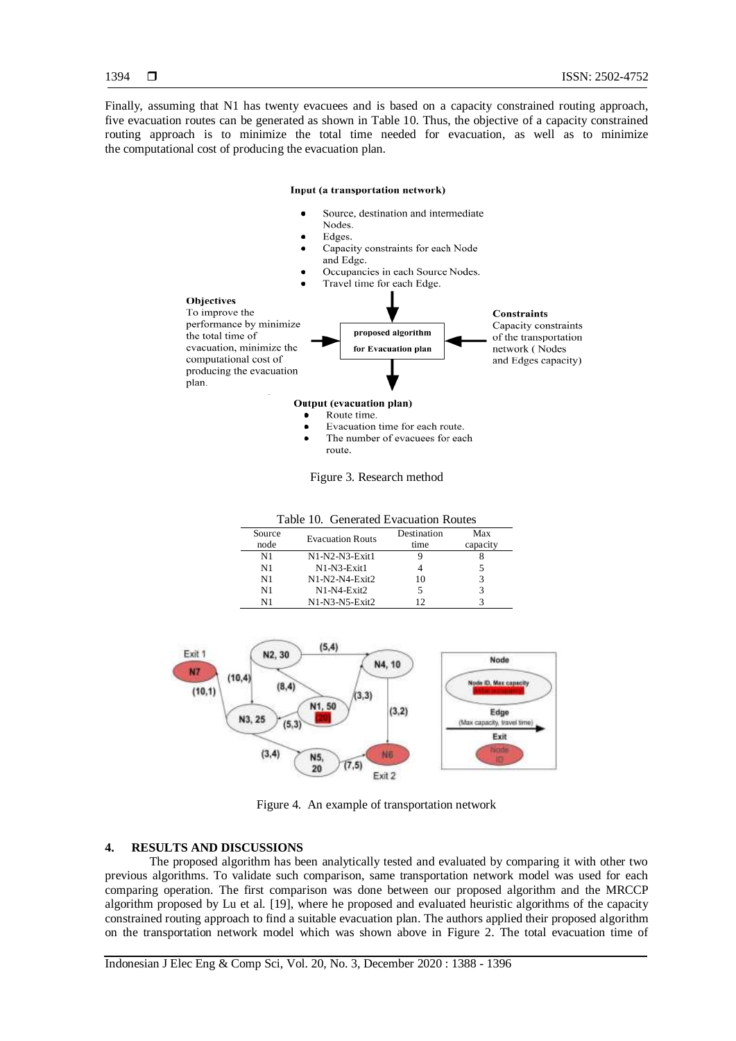Finally, assuming that N1 has twenty evacuees and is based on a capacity constrained routing approach, five evacuation routes can be generated as shown in Table 10. Thus, the objective of a capacity constrained routing approach is to minimize the total time needed for evacuation, as well as to minimize the computational cost of producing the evacuation plan.

**Input (a transportation network)**

- Source, destination and intermediate Nodes.
- Edges.
- Capacity constraints for each Node and Edge.
- Occupancies in each Source Nodes.
- Travel time for each Edge.

**Objectives**
To improve the performance by minimize the total time of evacuation, minimize the computational cost of producing the evacuation plan.

**proposed algorithm for Evacuation plan**

**Constraints**
Capacity constraints of the transportation network ( Nodes and Edges capacity)

**Output (evacuation plan)**

- Route time.
- Evacuation time for each route.
- The number of evacuees for each route.

Figure 3. Research method

Table 10. Generated Evacuation Routes

| Source node | Evacuation Routs | Destination time | Max capacity |
|---|---|---|---|
| N1 | N1-N2-N3-Exit1 | 9 | 8 |
| N1 | N1-N3-Exit1 | 4 | 5 |
| N1 | N1-N2-N4-Exit2 | 10 | 3 |
| N1 | N1-N4-Exit2 | 5 | 3 |
| N1 | N1-N3-N5-Exit2 | 12 | 3 |

Figure 4. An example of transportation network

## 4. RESULTS AND DISCUSSIONS

The proposed algorithm has been analytically tested and evaluated by comparing it with other two previous algorithms. To validate such comparison, same transportation network model was used for each comparing operation. The first comparison was done between our proposed algorithm and the MRCCP algorithm proposed by Lu et al. [19], where he proposed and evaluated heuristic algorithms of the capacity constrained routing approach to find a suitable evacuation plan. The authors applied their proposed algorithm on the transportation network model which was shown above in Figure 2. The total evacuation time of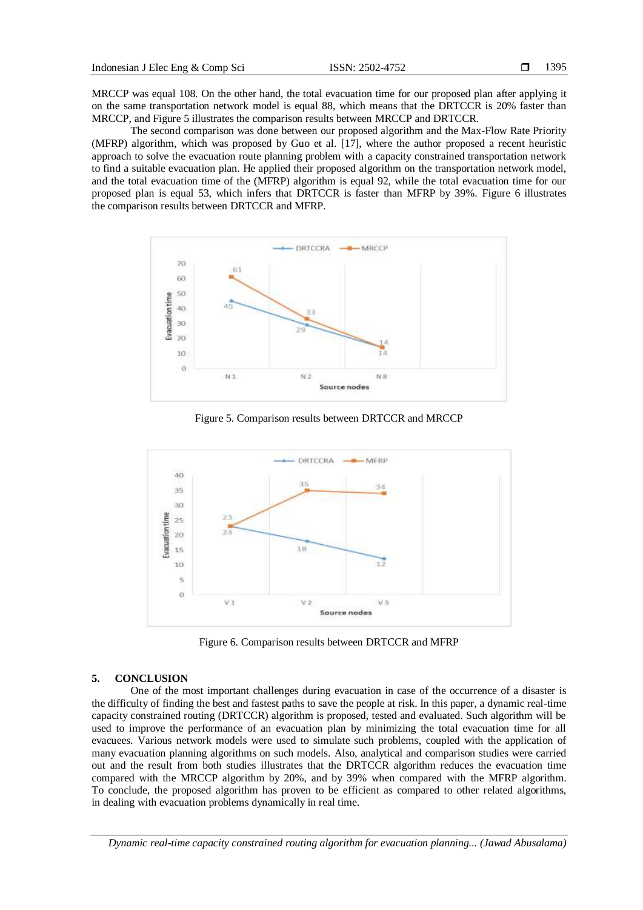MRCCP was equal 108. On the other hand, the total evacuation time for our proposed plan after applying it on the same transportation network model is equal 88, which means that the DRTCCR is 20% faster than MRCCP, and Figure 5 illustrates the comparison results between MRCCP and DRTCCR.

The second comparison was done between our proposed algorithm and the Max-Flow Rate Priority (MFRP) algorithm, which was proposed by Guo et al. [17], where the author proposed a recent heuristic approach to solve the evacuation route planning problem with a capacity constrained transportation network to find a suitable evacuation plan. He applied their proposed algorithm on the transportation network model, and the total evacuation time of the (MFRP) algorithm is equal 92, while the total evacuation time for our proposed plan is equal 53, which infers that DRTCCR is faster than MFRP by 39%. Figure 6 illustrates the comparison results between DRTCCR and MFRP.

Figure 5. Comparison results between DRTCCR and MRCCP

Figure 6. Comparison results between DRTCCR and MFRP

## 5. CONCLUSION

One of the most important challenges during evacuation in case of the occurrence of a disaster is the difficulty of finding the best and fastest paths to save the people at risk. In this paper, a dynamic real-time capacity constrained routing (DRTCCR) algorithm is proposed, tested and evaluated. Such algorithm will be used to improve the performance of an evacuation plan by minimizing the total evacuation time for all evacuees. Various network models were used to simulate such problems, coupled with the application of many evacuation planning algorithms on such models. Also, analytical and comparison studies were carried out and the result from both studies illustrates that the DRTCCR algorithm reduces the evacuation time compared with the MRCCP algorithm by 20%, and by 39% when compared with the MFRP algorithm. To conclude, the proposed algorithm has proven to be efficient as compared to other related algorithms, in dealing with evacuation problems dynamically in real time.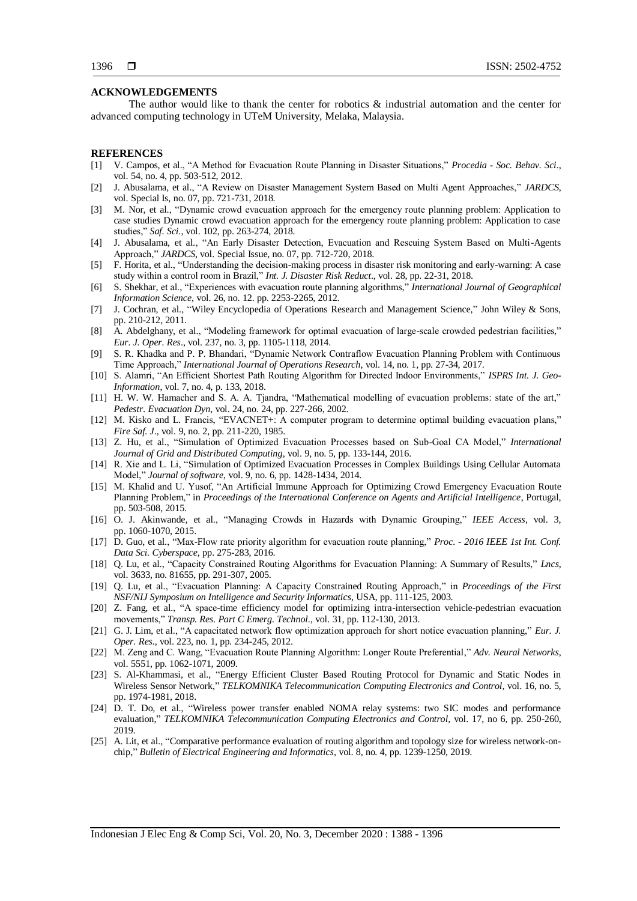## ACKNOWLEDGEMENTS

The author would like to thank the center for robotics & industrial automation and the center for advanced computing technology in UTeM University, Melaka, Malaysia.

## REFERENCES

[1] V. Campos, et al., "A Method for Evacuation Route Planning in Disaster Situations," *Procedia - Soc. Behav. Sci*., vol. 54, no. 4, pp. 503-512, 2012.

[2] J. Abusalama, et al., "A Review on Disaster Management System Based on Multi Agent Approaches," *JARDCS*, vol. Special Is, no. 07, pp. 721-731, 2018.

[3] M. Nor, et al., "Dynamic crowd evacuation approach for the emergency route planning problem: Application to case studies Dynamic crowd evacuation approach for the emergency route planning problem: Application to case studies," *Saf. Sci*., vol. 102, pp. 263-274, 2018.

[4] J. Abusalama, et al., "An Early Disaster Detection, Evacuation and Rescuing System Based on Multi-Agents Approach," *JARDCS*, vol. Special Issue, no. 07, pp. 712-720, 2018.

[5] F. Horita, et al., "Understanding the decision-making process in disaster risk monitoring and early-warning: A case study within a control room in Brazil," *Int. J. Disaster Risk Reduct*., vol. 28, pp. 22-31, 2018.

[6] S. Shekhar, et al., "Experiences with evacuation route planning algorithms," *International Journal of Geographical Information Science*, vol. 26, no. 12. pp. 2253-2265, 2012.

[7] J. Cochran, et al., "Wiley Encyclopedia of Operations Research and Management Science," John Wiley & Sons, pp. 210-212, 2011.

[8] A. Abdelghany, et al., "Modeling framework for optimal evacuation of large-scale crowded pedestrian facilities," *Eur. J. Oper. Res*., vol. 237, no. 3, pp. 1105-1118, 2014.

[9] S. R. Khadka and P. P. Bhandari, "Dynamic Network Contraflow Evacuation Planning Problem with Continuous Time Approach," *International Journal of Operations Research*, vol. 14, no. 1, pp. 27-34, 2017.

[10] S. Alamri, "An Efficient Shortest Path Routing Algorithm for Directed Indoor Environments," *ISPRS Int. J. Geo-Information*, vol. 7, no. 4, p. 133, 2018.

[11] H. W. W. Hamacher and S. A. A. Tjandra, "Mathematical modelling of evacuation problems: state of the art," *Pedestr. Evacuation Dyn*, vol. 24, no. 24, pp. 227-266, 2002.

[12] M. Kisko and L. Francis, "EVACNET+: A computer program to determine optimal building evacuation plans," *Fire Saf. J*., vol. 9, no. 2, pp. 211-220, 1985.

[13] Z. Hu, et al., "Simulation of Optimized Evacuation Processes based on Sub-Goal CA Model," *International Journal of Grid and Distributed Computing*, vol. 9, no. 5, pp. 133-144, 2016.

[14] R. Xie and L. Li, "Simulation of Optimized Evacuation Processes in Complex Buildings Using Cellular Automata Model," *Journal of software*, vol. 9, no. 6, pp. 1428-1434, 2014.

[15] M. Khalid and U. Yusof, "An Artificial Immune Approach for Optimizing Crowd Emergency Evacuation Route Planning Problem," in *Proceedings of the International Conference on Agents and Artificial Intelligence*, Portugal, pp. 503-508, 2015.

[16] O. J. Akinwande, et al., "Managing Crowds in Hazards with Dynamic Grouping," *IEEE Access*, vol. 3, pp. 1060-1070, 2015.

[17] D. Guo, et al., "Max-Flow rate priority algorithm for evacuation route planning," *Proc. - 2016 IEEE 1st Int. Conf. Data Sci. Cyberspace*, pp. 275-283, 2016.

[18] Q. Lu, et al., "Capacity Constrained Routing Algorithms for Evacuation Planning: A Summary of Results," *Lncs*, vol. 3633, no. 81655, pp. 291-307, 2005.

[19] Q. Lu, et al., "Evacuation Planning: A Capacity Constrained Routing Approach," in *Proceedings of the First NSF/NIJ Symposium on Intelligence and Security Informatics*, USA, pp. 111-125, 2003.

[20] Z. Fang, et al., "A space-time efficiency model for optimizing intra-intersection vehicle-pedestrian evacuation movements," *Transp. Res. Part C Emerg. Technol*., vol. 31, pp. 112-130, 2013.

[21] G. J. Lim, et al., "A capacitated network flow optimization approach for short notice evacuation planning," *Eur. J. Oper. Res*., vol. 223, no. 1, pp. 234-245, 2012.

[22] M. Zeng and C. Wang, "Evacuation Route Planning Algorithm: Longer Route Preferential," *Adv. Neural Networks*, vol. 5551, pp. 1062-1071, 2009.

[23] S. Al-Khammasi, et al., "Energy Efficient Cluster Based Routing Protocol for Dynamic and Static Nodes in Wireless Sensor Network," *TELKOMNIKA Telecommunication Computing Electronics and Control*, vol. 16, no. 5, pp. 1974-1981, 2018.

[24] D. T. Do, et al., "Wireless power transfer enabled NOMA relay systems: two SIC modes and performance evaluation," *TELKOMNIKA Telecommunication Computing Electronics and Control*, vol. 17, no 6, pp. 250-260, 2019.

[25] A. Lit, et al., "Comparative performance evaluation of routing algorithm and topology size for wireless network-on-chip," *Bulletin of Electrical Engineering and Informatics*, vol. 8, no. 4, pp. 1239-1250, 2019.